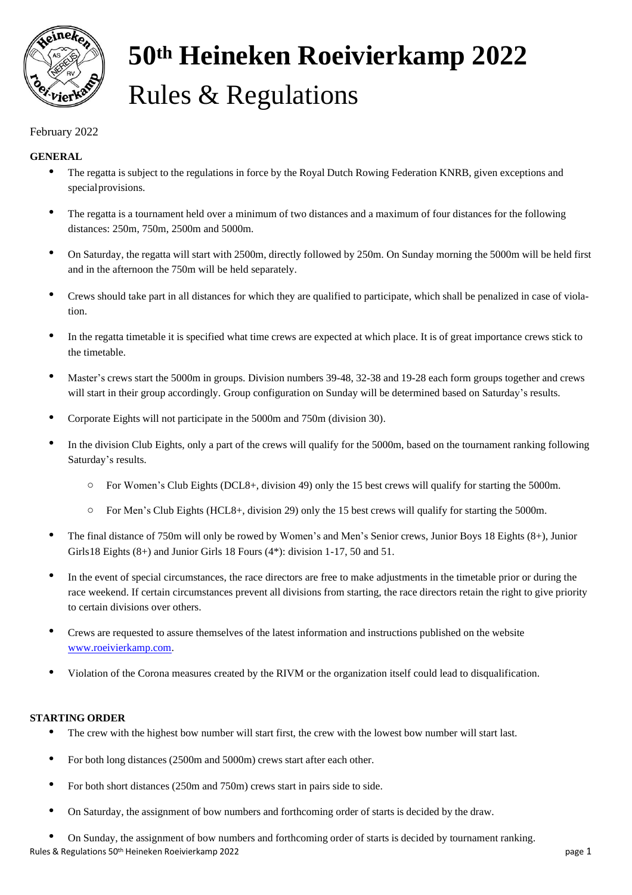# 50th Heineken Roeivierkamp 2022

# Rules & Regulations

February 2022

**GENERAL**

- The regatta is subject to the regulations in force by the Royal Dutch Rowing Federation KNRB, given exceptions and special provisions.
- The regatta is a tournament held over a minimum of two distances and a maximum of four distances for the following distances: 250m, 750m, 2500m and 5000m.
- On Saturday, the regatta will start with 2500m, directly followed by 250m. On Sunday morning the 5000m will be held first and in the afternoon the 750m will be held separately.
- Crews should take part in all distances for which they are qualified to participate, which shall be penalized in case of violation.
- In the regatta timetable it is specified what time crews are expected at which place. It is of great importance crews stick to the timetable.
- Master's crews start the 5000m in groups. Division numbers 39-48, 32-38 and 19-28 each form groups together and crews will start in their group accordingly. Group configuration on Sunday will be determined based on Saturday's results.
- Corporate Eights will not participate in the 5000m and 750m (division 30).
- In the division Club Eights, only a part of the crews will qualify for the 5000m, based on the tournament ranking following Saturday's results.
  - For Women's Club Eights (DCL8+, division 49) only the 15 best crews will qualify for starting the 5000m.
  - For Men's Club Eights (HCL8+, division 29) only the 15 best crews will qualify for starting the 5000m.
- The final distance of 750m will only be rowed by Women's and Men's Senior crews, Junior Boys 18 Eights (8+), Junior Girls18 Eights (8+) and Junior Girls 18 Fours (4*): division 1-17, 50 and 51.
- In the event of special circumstances, the race directors are free to make adjustments in the timetable prior or during the race weekend. If certain circumstances prevent all divisions from starting, the race directors retain the right to give priority to certain divisions over others.
- Crews are requested to assure themselves of the latest information and instructions published on the website [www.roeivierkamp.com](http://www.roeivierkamp.com).
- Violation of the Corona measures created by the RIVM or the organization itself could lead to disqualification.

**STARTING ORDER**

- The crew with the highest bow number will start first, the crew with the lowest bow number will start last.
- For both long distances (2500m and 5000m) crews start after each other.
- For both short distances (250m and 750m) crews start in pairs side to side.
- On Saturday, the assignment of bow numbers and forthcoming order of starts is decided by the draw.
- On Sunday, the assignment of bow numbers and forthcoming order of starts is decided by tournament ranking.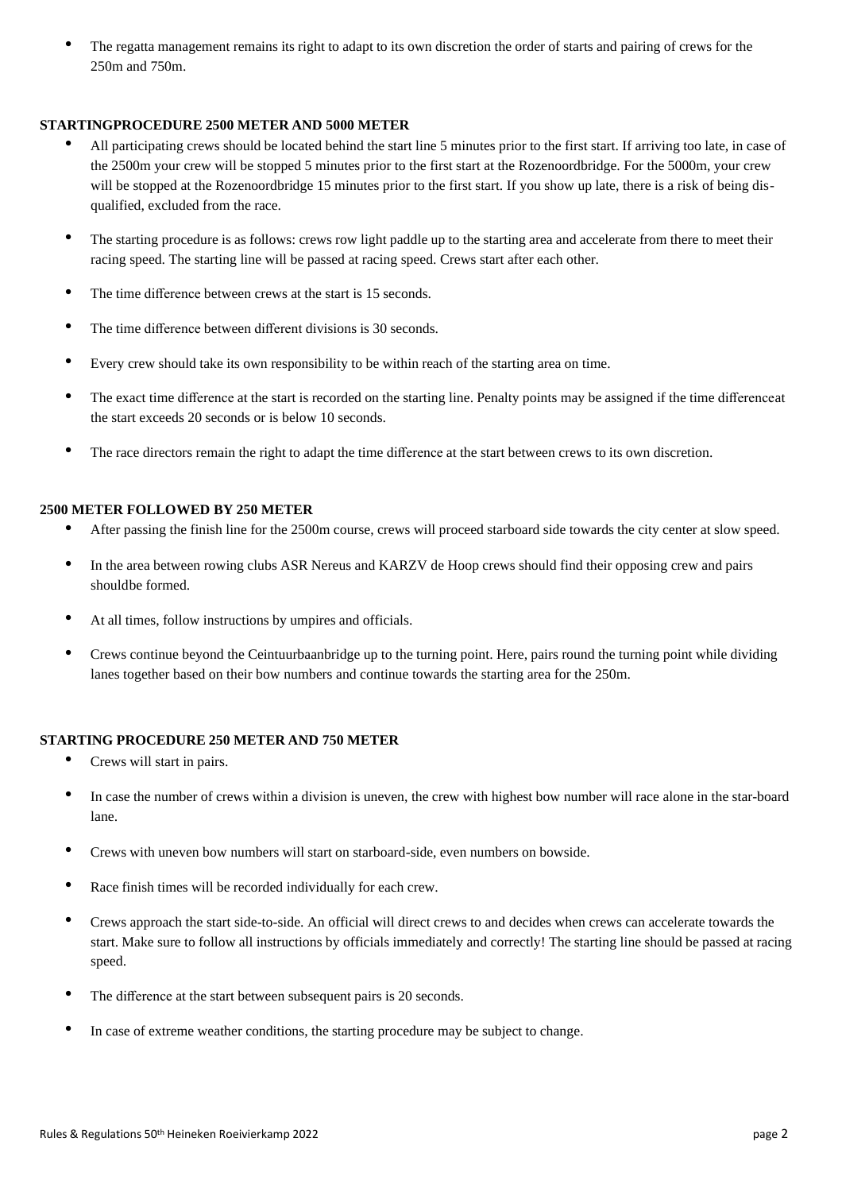- The regatta management remains its right to adapt to its own discretion the order of starts and pairing of crews for the 250m and 750m.

**STARTINGPROCEDURE 2500 METER AND 5000 METER**

- All participating crews should be located behind the start line 5 minutes prior to the first start. If arriving too late, in case of the 2500m your crew will be stopped 5 minutes prior to the first start at the Rozenoordbridge. For the 5000m, your crew will be stopped at the Rozenoordbridge 15 minutes prior to the first start. If you show up late, there is a risk of being dis-qualified, excluded from the race.
- The starting procedure is as follows: crews row light paddle up to the starting area and accelerate from there to meet their racing speed. The starting line will be passed at racing speed. Crews start after each other.
- The time difference between crews at the start is 15 seconds.
- The time difference between different divisions is 30 seconds.
- Every crew should take its own responsibility to be within reach of the starting area on time.
- The exact time difference at the start is recorded on the starting line. Penalty points may be assigned if the time differenceat the start exceeds 20 seconds or is below 10 seconds.
- The race directors remain the right to adapt the time difference at the start between crews to its own discretion.

**2500 METER FOLLOWED BY 250 METER**

- After passing the finish line for the 2500m course, crews will proceed starboard side towards the city center at slow speed.
- In the area between rowing clubs ASR Nereus and KARZV de Hoop crews should find their opposing crew and pairs shouldbe formed.
- At all times, follow instructions by umpires and officials.
- Crews continue beyond the Ceintuurbaanbridge up to the turning point. Here, pairs round the turning point while dividing lanes together based on their bow numbers and continue towards the starting area for the 250m.

**STARTING PROCEDURE 250 METER AND 750 METER**

- Crews will start in pairs.
- In case the number of crews within a division is uneven, the crew with highest bow number will race alone in the star-board lane.
- Crews with uneven bow numbers will start on starboard-side, even numbers on bowside.
- Race finish times will be recorded individually for each crew.
- Crews approach the start side-to-side. An official will direct crews to and decides when crews can accelerate towards the start. Make sure to follow all instructions by officials immediately and correctly! The starting line should be passed at racing speed.
- The difference at the start between subsequent pairs is 20 seconds.
- In case of extreme weather conditions, the starting procedure may be subject to change.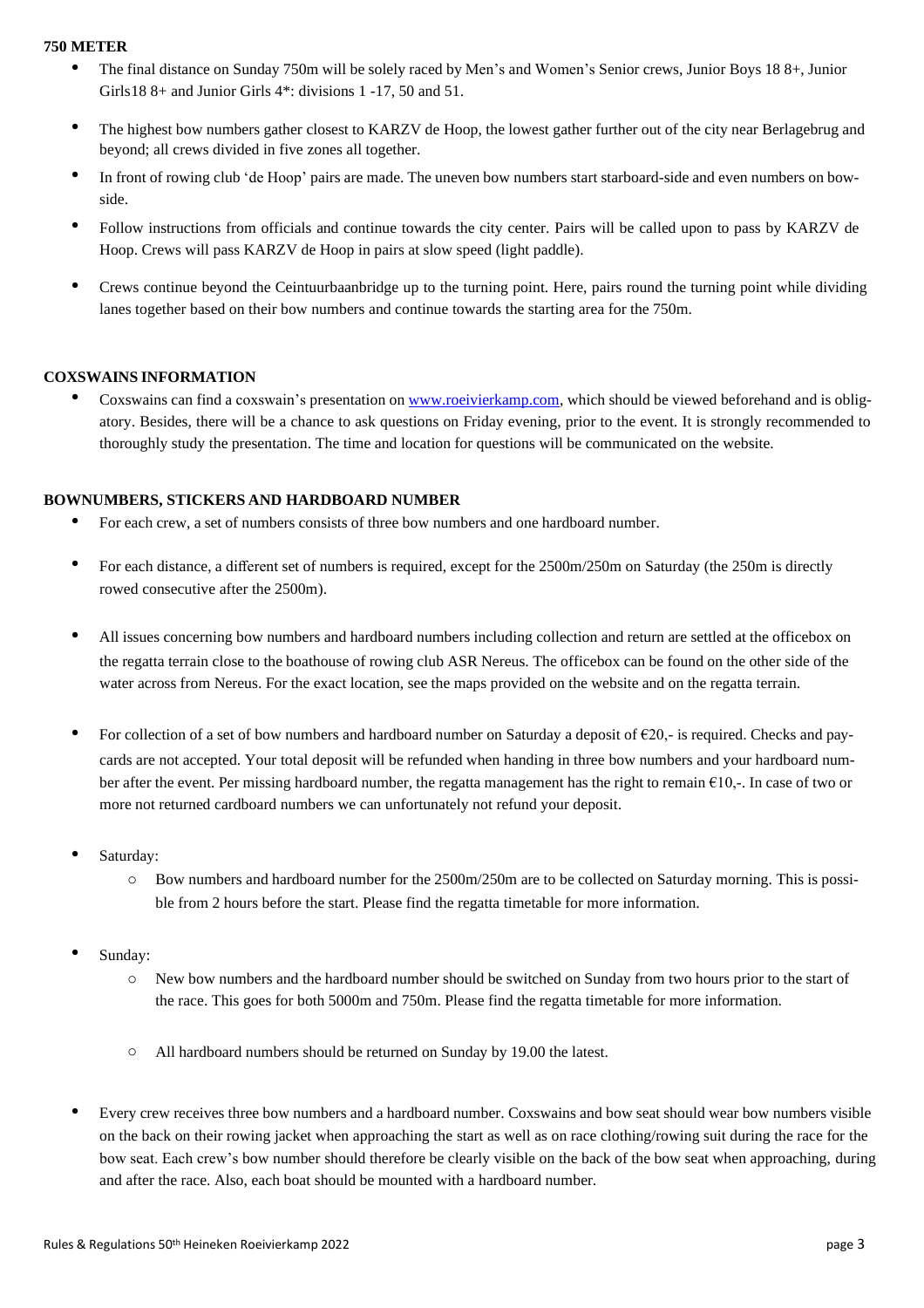**750 METER**

- The final distance on Sunday 750m will be solely raced by Men's and Women's Senior crews, Junior Boys 18 8+, Junior Girls18 8+ and Junior Girls 4*: divisions 1 -17, 50 and 51.
- The highest bow numbers gather closest to KARZV de Hoop, the lowest gather further out of the city near Berlagebrug and beyond; all crews divided in five zones all together.
- In front of rowing club 'de Hoop' pairs are made. The uneven bow numbers start starboard-side and even numbers on bow-side.
- Follow instructions from officials and continue towards the city center. Pairs will be called upon to pass by KARZV de Hoop. Crews will pass KARZV de Hoop in pairs at slow speed (light paddle).
- Crews continue beyond the Ceintuurbaanbridge up to the turning point. Here, pairs round the turning point while dividing lanes together based on their bow numbers and continue towards the starting area for the 750m.

**COXSWAINS INFORMATION**

- Coxswains can find a coxswain's presentation on www.roeivierkamp.com, which should be viewed beforehand and is obligatory. Besides, there will be a chance to ask questions on Friday evening, prior to the event. It is strongly recommended to thoroughly study the presentation. The time and location for questions will be communicated on the website.

**BOWNUMBERS, STICKERS AND HARDBOARD NUMBER**

- For each crew, a set of numbers consists of three bow numbers and one hardboard number.
- For each distance, a different set of numbers is required, except for the 2500m/250m on Saturday (the 250m is directly rowed consecutive after the 2500m).
- All issues concerning bow numbers and hardboard numbers including collection and return are settled at the officebox on the regatta terrain close to the boathouse of rowing club ASR Nereus. The officebox can be found on the other side of the water across from Nereus. For the exact location, see the maps provided on the website and on the regatta terrain.
- For collection of a set of bow numbers and hardboard number on Saturday a deposit of €20,- is required. Checks and paycards are not accepted. Your total deposit will be refunded when handing in three bow numbers and your hardboard number after the event. Per missing hardboard number, the regatta management has the right to remain €10,-. In case of two or more not returned cardboard numbers we can unfortunately not refund your deposit.
- Saturday:
    - Bow numbers and hardboard number for the 2500m/250m are to be collected on Saturday morning. This is possible from 2 hours before the start. Please find the regatta timetable for more information.
- Sunday:
    - New bow numbers and the hardboard number should be switched on Sunday from two hours prior to the start of the race. This goes for both 5000m and 750m. Please find the regatta timetable for more information.
    - All hardboard numbers should be returned on Sunday by 19.00 the latest.
- Every crew receives three bow numbers and a hardboard number. Coxswains and bow seat should wear bow numbers visible on the back on their rowing jacket when approaching the start as well as on race clothing/rowing suit during the race for the bow seat. Each crew's bow number should therefore be clearly visible on the back of the bow seat when approaching, during and after the race. Also, each boat should be mounted with a hardboard number.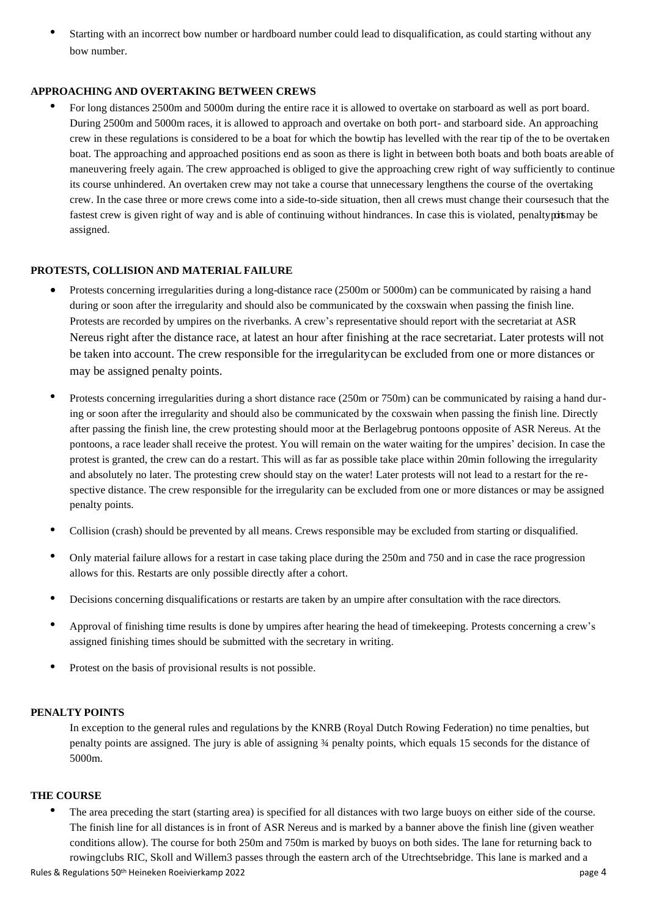- Starting with an incorrect bow number or hardboard number could lead to disqualification, as could starting without any bow number.

**APPROACHING AND OVERTAKING BETWEEN CREWS**

- For long distances 2500m and 5000m during the entire race it is allowed to overtake on starboard as well as port board. During 2500m and 5000m races, it is allowed to approach and overtake on both port- and starboard side. An approaching crew in these regulations is considered to be a boat for which the bowtip has levelled with the rear tip of the to be overtaken boat. The approaching and approached positions end as soon as there is light in between both boats and both boats are able of maneuvering freely again. The crew approached is obliged to give the approaching crew right of way sufficiently to continue its course unhindered. An overtaken crew may not take a course that unnecessary lengthens the course of the overtaking crew. In the case three or more crews come into a side-to-side situation, then all crews must change their course such that the fastest crew is given right of way and is able of continuing without hindrances. In case this is violated, penalty points may be assigned.

**PROTESTS, COLLISION AND MATERIAL FAILURE**

- Protests concerning irregularities during a long-distance race (2500m or 5000m) can be communicated by raising a hand during or soon after the irregularity and should also be communicated by the coxswain when passing the finish line. Protests are recorded by umpires on the riverbanks. A crew's representative should report with the secretariat at ASR Nereus right after the distance race, at latest an hour after finishing at the race secretariat. Later protests will not be taken into account. The crew responsible for the irregularity can be excluded from one or more distances or may be assigned penalty points.
- Protests concerning irregularities during a short distance race (250m or 750m) can be communicated by raising a hand during or soon after the irregularity and should also be communicated by the coxswain when passing the finish line. Directly after passing the finish line, the crew protesting should moor at the Berlagebrug pontoons opposite of ASR Nereus. At the pontoons, a race leader shall receive the protest. You will remain on the water waiting for the umpires' decision. In case the protest is granted, the crew can do a restart. This will as far as possible take place within 20min following the irregularity and absolutely no later. The protesting crew should stay on the water! Later protests will not lead to a restart for the respective distance. The crew responsible for the irregularity can be excluded from one or more distances or may be assigned penalty points.
- Collision (crash) should be prevented by all means. Crews responsible may be excluded from starting or disqualified.
- Only material failure allows for a restart in case taking place during the 250m and 750 and in case the race progression allows for this. Restarts are only possible directly after a cohort.
- Decisions concerning disqualifications or restarts are taken by an umpire after consultation with the race directors.
- Approval of finishing time results is done by umpires after hearing the head of timekeeping. Protests concerning a crew's assigned finishing times should be submitted with the secretary in writing.
- Protest on the basis of provisional results is not possible.

**PENALTY POINTS**

In exception to the general rules and regulations by the KNRB (Royal Dutch Rowing Federation) no time penalties, but penalty points are assigned. The jury is able of assigning ¾ penalty points, which equals 15 seconds for the distance of 5000m.

**THE COURSE**

- The area preceding the start (starting area) is specified for all distances with two large buoys on either side of the course. The finish line for all distances is in front of ASR Nereus and is marked by a banner above the finish line (given weather conditions allow). The course for both 250m and 750m is marked by buoys on both sides. The lane for returning back to rowingclubs RIC, Skoll and Willem3 passes through the eastern arch of the Utrechtsebridge. This lane is marked and a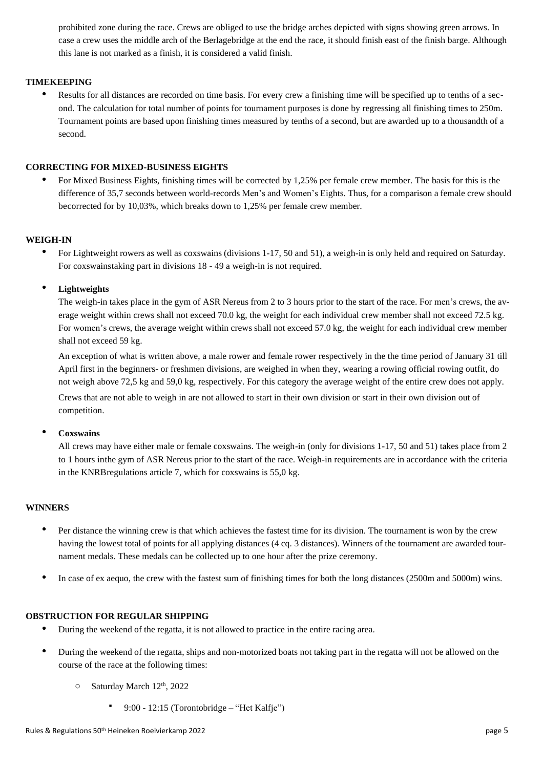prohibited zone during the race. Crews are obliged to use the bridge arches depicted with signs showing green arrows. In case a crew uses the middle arch of the Berlagebridge at the end the race, it should finish east of the finish barge. Although this lane is not marked as a finish, it is considered a valid finish.

**TIMEKEEPING**

- Results for all distances are recorded on time basis. For every crew a finishing time will be specified up to tenths of a second. The calculation for total number of points for tournament purposes is done by regressing all finishing times to 250m. Tournament points are based upon finishing times measured by tenths of a second, but are awarded up to a thousandth of a second.

**CORRECTING FOR MIXED-BUSINESS EIGHTS**

- For Mixed Business Eights, finishing times will be corrected by 1,25% per female crew member. The basis for this is the difference of 35,7 seconds between world-records Men's and Women's Eights. Thus, for a comparison a female crew should becorrected for by 10,03%, which breaks down to 1,25% per female crew member.

**WEIGH-IN**

- For Lightweight rowers as well as coxswains (divisions 1-17, 50 and 51), a weigh-in is only held and required on Saturday. For coxswainstaking part in divisions 18 - 49 a weigh-in is not required.

- **Lightweights**

  The weigh-in takes place in the gym of ASR Nereus from 2 to 3 hours prior to the start of the race. For men's crews, the average weight within crews shall not exceed 70.0 kg, the weight for each individual crew member shall not exceed 72.5 kg. For women's crews, the average weight within crews shall not exceed 57.0 kg, the weight for each individual crew member shall not exceed 59 kg.

  An exception of what is written above, a male rower and female rower respectively in the the time period of January 31 till April first in the beginners- or freshmen divisions, are weighed in when they, wearing a rowing official rowing outfit, do not weigh above 72,5 kg and 59,0 kg, respectively. For this category the average weight of the entire crew does not apply.

  Crews that are not able to weigh in are not allowed to start in their own division or start in their own division out of competition.

- **Coxswains**

  All crews may have either male or female coxswains. The weigh-in (only for divisions 1-17, 50 and 51) takes place from 2 to 1 hours inthe gym of ASR Nereus prior to the start of the race. Weigh-in requirements are in accordance with the criteria in the KNRBregulations article 7, which for coxswains is 55,0 kg.

**WINNERS**

- Per distance the winning crew is that which achieves the fastest time for its division. The tournament is won by the crew having the lowest total of points for all applying distances (4 cq. 3 distances). Winners of the tournament are awarded tournament medals. These medals can be collected up to one hour after the prize ceremony.

- In case of ex aequo, the crew with the fastest sum of finishing times for both the long distances (2500m and 5000m) wins.

**OBSTRUCTION FOR REGULAR SHIPPING**

- During the weekend of the regatta, it is not allowed to practice in the entire racing area.

- During the weekend of the regatta, ships and non-motorized boats not taking part in the regatta will not be allowed on the course of the race at the following times:
  - Saturday March 12th, 2022
    - 9:00 - 12:15 (Torontobridge – "Het Kalfje")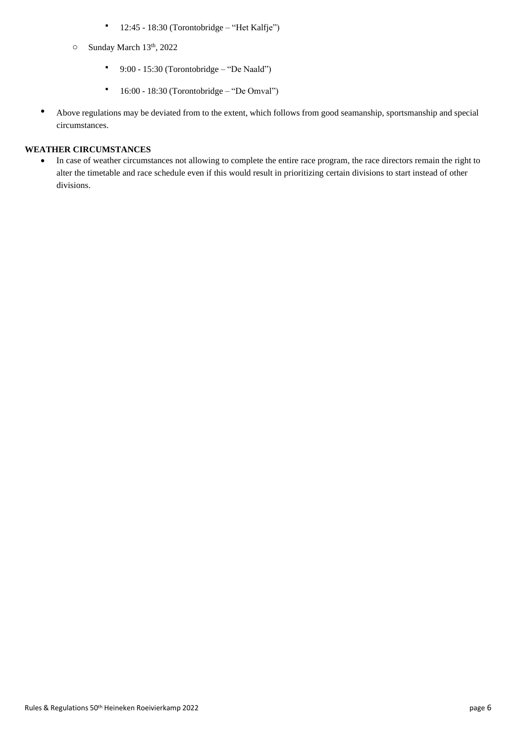- 12:45 - 18:30 (Torontobridge – "Het Kalfje")
    - Sunday March 13th, 2022
        - 9:00 - 15:30 (Torontobridge – "De Naald")
        - 16:00 - 18:30 (Torontobridge – "De Omval")

- Above regulations may be deviated from to the extent, which follows from good seamanship, sportsmanship and special circumstances.

**WEATHER CIRCUMSTANCES**

- In case of weather circumstances not allowing to complete the entire race program, the race directors remain the right to alter the timetable and race schedule even if this would result in prioritizing certain divisions to start instead of other divisions.